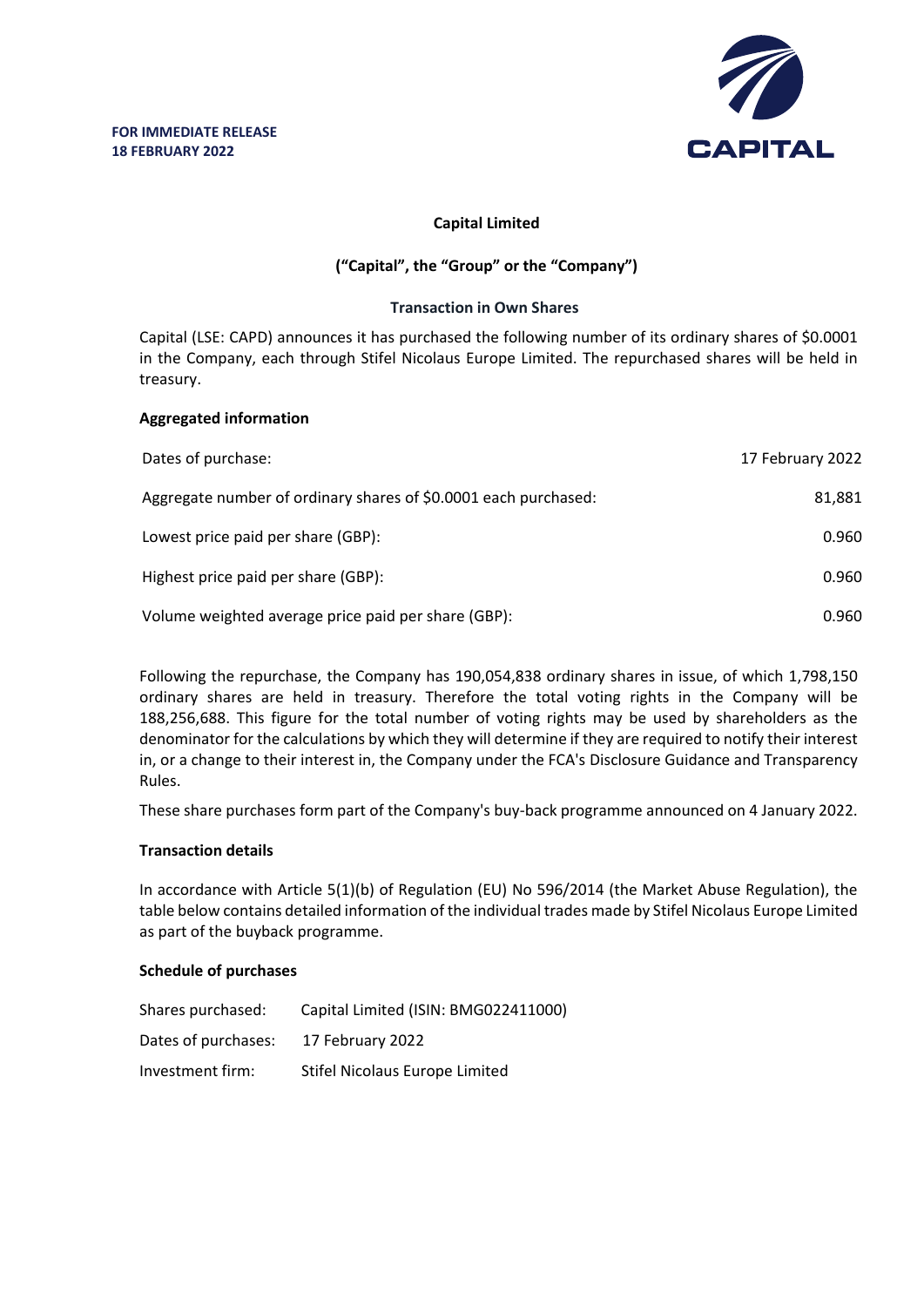**FOR IMMEDIATE RELEASE**
**18 FEBRUARY 2022**

CAPITAL

**Capital Limited**

**("Capital", the "Group" or the "Company")**

**Transaction in Own Shares**

Capital (LSE: CAPD) announces it has purchased the following number of its ordinary shares of $0.0001 in the Company, each through Stifel Nicolaus Europe Limited. The repurchased shares will be held in treasury.

**Aggregated information**

| | |
|---|---|
| Dates of purchase: | 17 February 2022 |
| Aggregate number of ordinary shares of $0.0001 each purchased: | 81,881 |
| Lowest price paid per share (GBP): | 0.960 |
| Highest price paid per share (GBP): | 0.960 |
| Volume weighted average price paid per share (GBP): | 0.960 |

Following the repurchase, the Company has 190,054,838 ordinary shares in issue, of which 1,798,150 ordinary shares are held in treasury. Therefore the total voting rights in the Company will be 188,256,688. This figure for the total number of voting rights may be used by shareholders as the denominator for the calculations by which they will determine if they are required to notify their interest in, or a change to their interest in, the Company under the FCA's Disclosure Guidance and Transparency Rules.

These share purchases form part of the Company's buy-back programme announced on 4 January 2022.

**Transaction details**

In accordance with Article 5(1)(b) of Regulation (EU) No 596/2014 (the Market Abuse Regulation), the table below contains detailed information of the individual trades made by Stifel Nicolaus Europe Limited as part of the buyback programme.

**Schedule of purchases**

| | |
|---|---|
| Shares purchased: | Capital Limited (ISIN: BMG022411000) |
| Dates of purchases: | 17 February 2022 |
| Investment firm: | Stifel Nicolaus Europe Limited |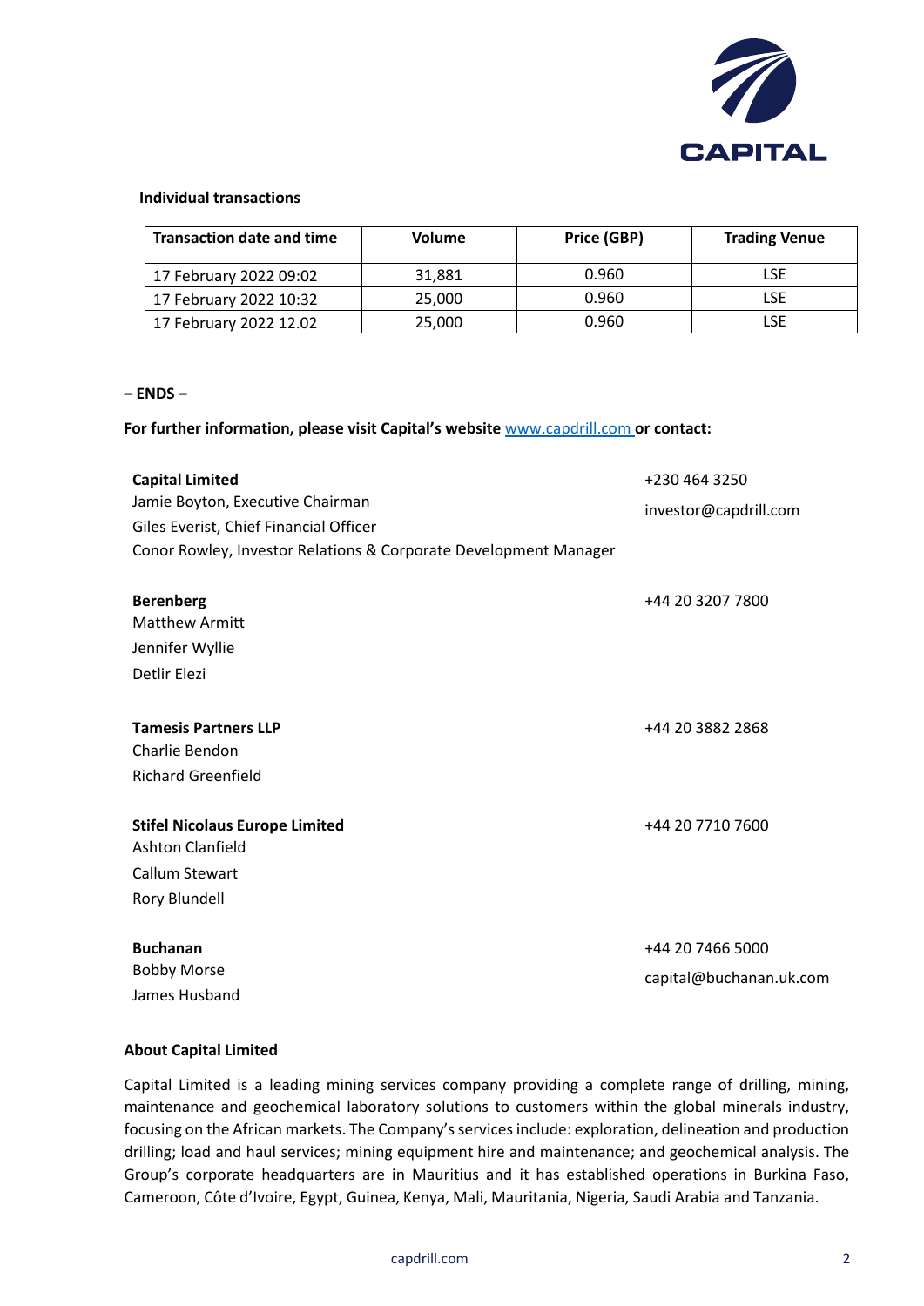**Individual transactions**

| Transaction date and time | Volume | Price (GBP) | Trading Venue |
| --- | --- | --- | --- |
| 17 February 2022 09:02 | 31,881 | 0.960 | LSE |
| 17 February 2022 10:32 | 25,000 | 0.960 | LSE |
| 17 February 2022 12.02 | 25,000 | 0.960 | LSE |

**– ENDS –**

**For further information, please visit Capital's website** [www.capdrill.com](http://www.capdrill.com) **or contact:**

**Capital Limited**
Jamie Boyton, Executive Chairman
Giles Everist, Chief Financial Officer
Conor Rowley, Investor Relations & Corporate Development Manager

+230 464 3250
investor@capdrill.com

**Berenberg**
Matthew Armitt
Jennifer Wyllie
Detlir Elezi

+44 20 3207 7800

**Tamesis Partners LLP**
Charlie Bendon
Richard Greenfield

+44 20 3882 2868

**Stifel Nicolaus Europe Limited**
Ashton Clanfield
Callum Stewart
Rory Blundell

+44 20 7710 7600

**Buchanan**
Bobby Morse
James Husband

+44 20 7466 5000
capital@buchanan.uk.com

**About Capital Limited**

Capital Limited is a leading mining services company providing a complete range of drilling, mining, maintenance and geochemical laboratory solutions to customers within the global minerals industry, focusing on the African markets. The Company's services include: exploration, delineation and production drilling; load and haul services; mining equipment hire and maintenance; and geochemical analysis. The Group's corporate headquarters are in Mauritius and it has established operations in Burkina Faso, Cameroon, Côte d'Ivoire, Egypt, Guinea, Kenya, Mali, Mauritania, Nigeria, Saudi Arabia and Tanzania.